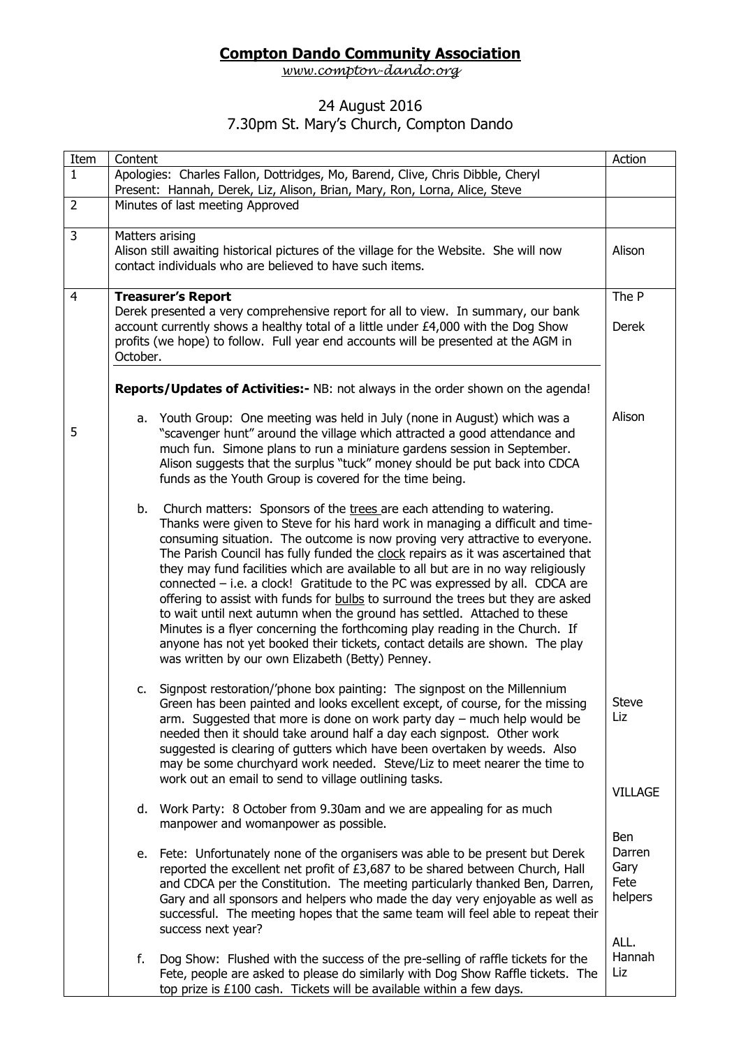# Compton Dando Community Association

*www.compton-dando.org*

24 August 2016
7.30pm St. Mary's Church, Compton Dando

| Item | Content | Action |
|---|---|---|
| 1 | Apologies: Charles Fallon, Dottridges, Mo, Barend, Clive, Chris Dibble, Cheryl<br>Present: Hannah, Derek, Liz, Alison, Brian, Mary, Ron, Lorna, Alice, Steve | |
| 2 | Minutes of last meeting Approved | |
| 3 | Matters arising<br>Alison still awaiting historical pictures of the village for the Website. She will now contact individuals who are believed to have such items. | Alison |
| 4 | **Treasurer's Report**<br>Derek presented a very comprehensive report for all to view. In summary, our bank account currently shows a healthy total of a little under £4,000 with the Dog Show profits (we hope) to follow. Full year end accounts will be presented at the AGM in October. | The P<br><br>Derek |
| 5 | **Reports/Updates of Activities:-** NB: not always in the order shown on the agenda!<br><br>a. Youth Group: One meeting was held in July (none in August) which was a "scavenger hunt" around the village which attracted a good attendance and much fun. Simone plans to run a miniature gardens session in September. Alison suggests that the surplus "tuck" money should be put back into CDCA funds as the Youth Group is covered for the time being.<br><br>b. Church matters: Sponsors of the <u>trees</u> are each attending to watering. Thanks were given to Steve for his hard work in managing a difficult and time-consuming situation. The outcome is now proving very attractive to everyone. The Parish Council has fully funded the <u>clock</u> repairs as it was ascertained that they may fund facilities which are available to all but are in no way religiously connected – i.e. a clock! Gratitude to the PC was expressed by all. CDCA are offering to assist with funds for <u>bulbs</u> to surround the trees but they are asked to wait until next autumn when the ground has settled. Attached to these Minutes is a flyer concerning the forthcoming play reading in the Church. If anyone has not yet booked their tickets, contact details are shown. The play was written by our own Elizabeth (Betty) Penney.<br><br>c. Signpost restoration/'phone box painting: The signpost on the Millennium Green has been painted and looks excellent except, of course, for the missing arm. Suggested that more is done on work party day – much help would be needed then it should take around half a day each signpost. Other work suggested is clearing of gutters which have been overtaken by weeds. Also may be some churchyard work needed. Steve/Liz to meet nearer the time to work out an email to send to village outlining tasks.<br><br>d. Work Party: 8 October from 9.30am and we are appealing for as much manpower and womanpower as possible.<br><br>e. Fete: Unfortunately none of the organisers was able to be present but Derek reported the excellent net profit of £3,687 to be shared between Church, Hall and CDCA per the Constitution. The meeting particularly thanked Ben, Darren, Gary and all sponsors and helpers who made the day very enjoyable as well as successful. The meeting hopes that the same team will feel able to repeat their success next year?<br><br>f. Dog Show: Flushed with the success of the pre-selling of raffle tickets for the Fete, people are asked to please do similarly with Dog Show Raffle tickets. The top prize is £100 cash. Tickets will be available within a few days. | Alison<br><br><br><br><br><br><br><br><br><br>Steve<br>Liz<br><br>VILLAGE<br><br>Ben<br>Darren<br>Gary<br>Fete<br>helpers<br><br>ALL.<br>Hannah<br>Liz |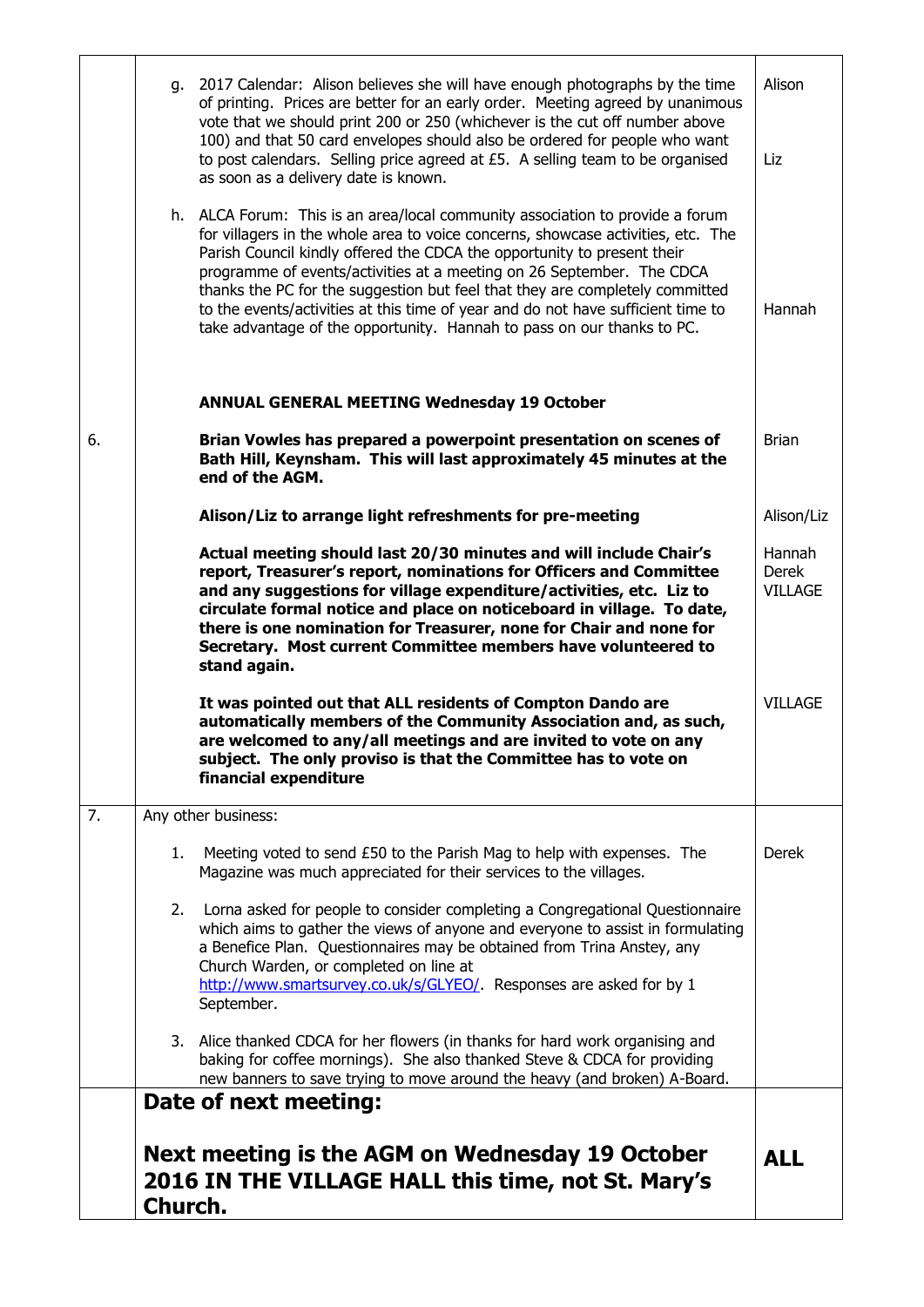| | | |
|---|---|---|
| | g. 2017 Calendar: Alison believes she will have enough photographs by the time of printing. Prices are better for an early order. Meeting agreed by unanimous vote that we should print 200 or 250 (whichever is the cut off number above 100) and that 50 card envelopes should also be ordered for people who want to post calendars. Selling price agreed at £5. A selling team to be organised as soon as a delivery date is known. | Alison<br><br>Liz |
| | h. ALCA Forum: This is an area/local community association to provide a forum for villagers in the whole area to voice concerns, showcase activities, etc. The Parish Council kindly offered the CDCA the opportunity to present their programme of events/activities at a meeting on 26 September. The CDCA thanks the PC for the suggestion but feel that they are completely committed to the events/activities at this time of year and do not have sufficient time to take advantage of the opportunity. Hannah to pass on our thanks to PC. | Hannah |
| 6. | **ANNUAL GENERAL MEETING Wednesday 19 October**<br><br>**Brian Vowles has prepared a powerpoint presentation on scenes of Bath Hill, Keynsham. This will last approximately 45 minutes at the end of the AGM.** | Brian |
| | **Alison/Liz to arrange light refreshments for pre-meeting** | Alison/Liz |
| | **Actual meeting should last 20/30 minutes and will include Chair's report, Treasurer's report, nominations for Officers and Committee and any suggestions for village expenditure/activities, etc. Liz to circulate formal notice and place on noticeboard in village. To date, there is one nomination for Treasurer, none for Chair and none for Secretary. Most current Committee members have volunteered to stand again.** | Hannah<br>Derek<br>VILLAGE |
| | **It was pointed out that ALL residents of Compton Dando are automatically members of the Community Association and, as such, are welcomed to any/all meetings and are invited to vote on any subject. The only proviso is that the Committee has to vote on financial expenditure** | VILLAGE |
| 7. | Any other business:<br><br>1. Meeting voted to send £50 to the Parish Mag to help with expenses. The Magazine was much appreciated for their services to the villages.<br><br>2. Lorna asked for people to consider completing a Congregational Questionnaire which aims to gather the views of anyone and everyone to assist in formulating a Benefice Plan. Questionnaires may be obtained from Trina Anstey, any Church Warden, or completed on line at http://www.smartsurvey.co.uk/s/GLYEO/. Responses are asked for by 1 September.<br><br>3. Alice thanked CDCA for her flowers (in thanks for hard work organising and baking for coffee mornings). She also thanked Steve & CDCA for providing new banners to save trying to move around the heavy (and broken) A-Board. | <br><br>Derek |
| | **Date of next meeting:**<br><br>**Next meeting is the AGM on Wednesday 19 October 2016 IN THE VILLAGE HALL this time, not St. Mary's Church.** | **ALL** |